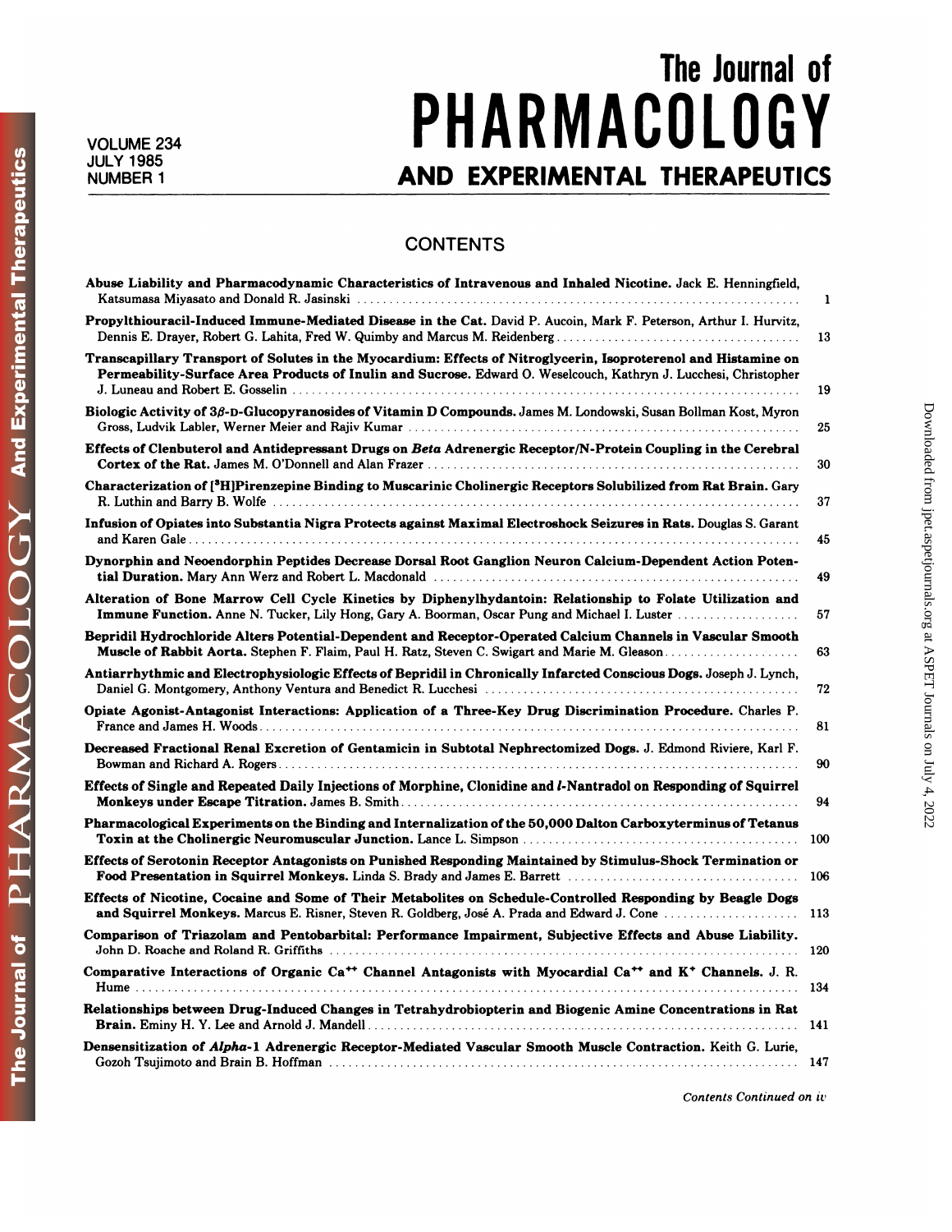# The Journal of PHARMACOLOGY AND EXPERIMENTAL THERAPEUTICS

VOLUME 234
JULY 1985
NUMBER 1

## CONTENTS

**Abuse Liability and Pharmacodynamic Characteristics of Intravenous and Inhaled Nicotine.** Jack E. Henningfield, Katsumasa Miyasato and Donald R. Jasinski .... 1

**Propylthiouracil-Induced Immune-Mediated Disease in the Cat.** David P. Aucoin, Mark F. Peterson, Arthur I. Hurvitz, Dennis E. Drayer, Robert G. Lahita, Fred W. Quimby and Marcus M. Reidenberg .... 13

**Transcapillary Transport of Solutes in the Myocardium: Effects of Nitroglycerin, Isoproterenol and Histamine on Permeability-Surface Area Products of Inulin and Sucrose.** Edward O. Weselcouch, Kathryn J. Lucchesi, Christopher J. Luneau and Robert E. Gosselin .... 19

**Biologic Activity of 3β-D-Glucopyranosides of Vitamin D Compounds.** James M. Londowski, Susan Bollman Kost, Myron Gross, Ludvik Labler, Werner Meier and Rajiv Kumar .... 25

**Effects of Clenbuterol and Antidepressant Drugs on *Beta* Adrenergic Receptor/N-Protein Coupling in the Cerebral Cortex of the Rat.** James M. O'Donnell and Alan Frazer .... 30

**Characterization of [$^3$H]Pirenzepine Binding to Muscarinic Cholinergic Receptors Solubilized from Rat Brain.** Gary R. Luthin and Barry B. Wolfe .... 37

**Infusion of Opiates into Substantia Nigra Protects against Maximal Electroshock Seizures in Rats.** Douglas S. Garant and Karen Gale .... 45

**Dynorphin and Neoendorphin Peptides Decrease Dorsal Root Ganglion Neuron Calcium-Dependent Action Potential Duration.** Mary Ann Werz and Robert L. Macdonald .... 49

**Alteration of Bone Marrow Cell Cycle Kinetics by Diphenylhydantoin: Relationship to Folate Utilization and Immune Function.** Anne N. Tucker, Lily Hong, Gary A. Boorman, Oscar Pung and Michael I. Luster .... 57

**Bepridil Hydrochloride Alters Potential-Dependent and Receptor-Operated Calcium Channels in Vascular Smooth Muscle of Rabbit Aorta.** Stephen F. Flaim, Paul H. Ratz, Steven C. Swigart and Marie M. Gleason .... 63

**Antiarrhythmic and Electrophysiologic Effects of Bepridil in Chronically Infarcted Conscious Dogs.** Joseph J. Lynch, Daniel G. Montgomery, Anthony Ventura and Benedict R. Lucchesi .... 72

**Opiate Agonist-Antagonist Interactions: Application of a Three-Key Drug Discrimination Procedure.** Charles P. France and James H. Woods .... 81

**Decreased Fractional Renal Excretion of Gentamicin in Subtotal Nephrectomized Dogs.** J. Edmond Riviere, Karl F. Bowman and Richard A. Rogers .... 90

**Effects of Single and Repeated Daily Injections of Morphine, Clonidine and *l*-Nantradol on Responding of Squirrel Monkeys under Escape Titration.** James B. Smith .... 94

**Pharmacological Experiments on the Binding and Internalization of the 50,000 Dalton Carboxyterminus of Tetanus Toxin at the Cholinergic Neuromuscular Junction.** Lance L. Simpson .... 100

**Effects of Serotonin Receptor Antagonists on Punished Responding Maintained by Stimulus-Shock Termination or Food Presentation in Squirrel Monkeys.** Linda S. Brady and James E. Barrett .... 106

**Effects of Nicotine, Cocaine and Some of Their Metabolites on Schedule-Controlled Responding by Beagle Dogs and Squirrel Monkeys.** Marcus E. Risner, Steven R. Goldberg, José A. Prada and Edward J. Cone .... 113

**Comparison of Triazolam and Pentobarbital: Performance Impairment, Subjective Effects and Abuse Liability.** John D. Roache and Roland R. Griffiths .... 120

**Comparative Interactions of Organic $Ca^{++}$ Channel Antagonists with Myocardial $Ca^{++}$ and $K^{+}$ Channels.** J. R. Hume .... 134

**Relationships between Drug-Induced Changes in Tetrahydrobiopterin and Biogenic Amine Concentrations in Rat Brain.** Eminy H. Y. Lee and Arnold J. Mandell .... 141

**Densensitization of *Alpha*-1 Adrenergic Receptor-Mediated Vascular Smooth Muscle Contraction.** Keith G. Lurie, Gozoh Tsujimoto and Brain B. Hoffman .... 147

*Contents Continued on iv*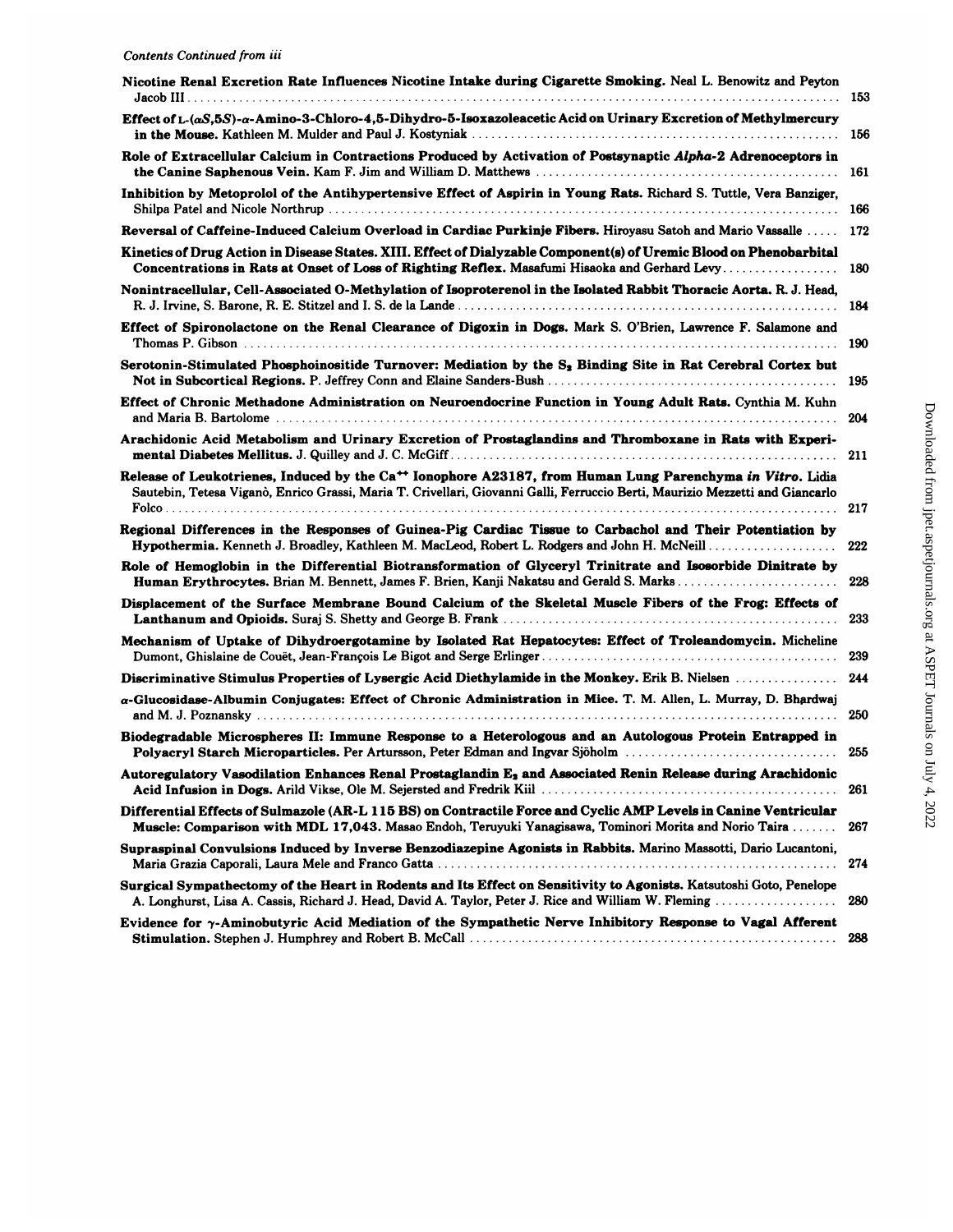*Contents Continued from iii*

**Nicotine Renal Excretion Rate Influences Nicotine Intake during Cigarette Smoking.** Neal L. Benowitz and Peyton Jacob III ..... 153

**Effect of L-($\alpha S$,5$S$)-$\alpha$-Amino-3-Chloro-4,5-Dihydro-5-Isoxazoleacetic Acid on Urinary Excretion of Methylmercury in the Mouse.** Kathleen M. Mulder and Paul J. Kostyniak ..... 156

**Role of Extracellular Calcium in Contractions Produced by Activation of Postsynaptic *Alpha*-2 Adrenoceptors in the Canine Saphenous Vein.** Kam F. Jim and William D. Matthews ..... 161

**Inhibition by Metoprolol of the Antihypertensive Effect of Aspirin in Young Rats.** Richard S. Tuttle, Vera Banziger, Shilpa Patel and Nicole Northrup ..... 166

**Reversal of Caffeine-Induced Calcium Overload in Cardiac Purkinje Fibers.** Hiroyasu Satoh and Mario Vassalle ..... 172

**Kinetics of Drug Action in Disease States. XIII. Effect of Dialyzable Component(s) of Uremic Blood on Phenobarbital Concentrations in Rats at Onset of Loss of Righting Reflex.** Masafumi Hisaoka and Gerhard Levy ..... 180

**Nonintracellular, Cell-Associated O-Methylation of Isoproterenol in the Isolated Rabbit Thoracic Aorta.** R. J. Head, R. J. Irvine, S. Barone, R. E. Stitzel and I. S. de la Lande ..... 184

**Effect of Spironolactone on the Renal Clearance of Digoxin in Dogs.** Mark S. O'Brien, Lawrence F. Salamone and Thomas P. Gibson ..... 190

**Serotonin-Stimulated Phosphoinositide Turnover: Mediation by the $S_2$ Binding Site in Rat Cerebral Cortex but Not in Subcortical Regions.** P. Jeffrey Conn and Elaine Sanders-Bush ..... 195

**Effect of Chronic Methadone Administration on Neuroendocrine Function in Young Adult Rats.** Cynthia M. Kuhn and Maria B. Bartolome ..... 204

**Arachidonic Acid Metabolism and Urinary Excretion of Prostaglandins and Thromboxane in Rats with Experimental Diabetes Mellitus.** J. Quilley and J. C. McGiff ..... 211

**Release of Leukotrienes, Induced by the $Ca^{++}$ Ionophore A23187, from Human Lung Parenchyma *in Vitro*.** Lidia Sautebin, Tetesa Viganò, Enrico Grassi, Maria T. Crivellari, Giovanni Galli, Ferruccio Berti, Maurizio Mezzetti and Giancarlo Folco ..... 217

**Regional Differences in the Responses of Guinea-Pig Cardiac Tissue to Carbachol and Their Potentiation by Hypothermia.** Kenneth J. Broadley, Kathleen M. MacLeod, Robert L. Rodgers and John H. McNeill ..... 222

**Role of Hemoglobin in the Differential Biotransformation of Glyceryl Trinitrate and Isosorbide Dinitrate by Human Erythrocytes.** Brian M. Bennett, James F. Brien, Kanji Nakatsu and Gerald S. Marks ..... 228

**Displacement of the Surface Membrane Bound Calcium of the Skeletal Muscle Fibers of the Frog: Effects of Lanthanum and Opioids.** Suraj S. Shetty and George B. Frank ..... 233

**Mechanism of Uptake of Dihydroergotamine by Isolated Rat Hepatocytes: Effect of Troleandomycin.** Micheline Dumont, Ghislaine de Couët, Jean-François Le Bigot and Serge Erlinger ..... 239

**Discriminative Stimulus Properties of Lysergic Acid Diethylamide in the Monkey.** Erik B. Nielsen ..... 244

**$\alpha$-Glucosidase-Albumin Conjugates: Effect of Chronic Administration in Mice.** T. M. Allen, L. Murray, D. Bhardwaj and M. J. Poznansky ..... 250

**Biodegradable Microspheres II: Immune Response to a Heterologous and an Autologous Protein Entrapped in Polyacryl Starch Microparticles.** Per Artursson, Peter Edman and Ingvar Sjöholm ..... 255

**Autoregulatory Vasodilation Enhances Renal Prostaglandin $E_2$ and Associated Renin Release during Arachidonic Acid Infusion in Dogs.** Arild Vikse, Ole M. Sejersted and Fredrik Kiil ..... 261

**Differential Effects of Sulmazole (AR-L 115 BS) on Contractile Force and Cyclic AMP Levels in Canine Ventricular Muscle: Comparison with MDL 17,043.** Masao Endoh, Teruyuki Yanagisawa, Tominori Morita and Norio Taira ..... 267

**Supraspinal Convulsions Induced by Inverse Benzodiazepine Agonists in Rabbits.** Marino Massotti, Dario Lucantoni, Maria Grazia Caporali, Laura Mele and Franco Gatta ..... 274

**Surgical Sympathectomy of the Heart in Rodents and Its Effect on Sensitivity to Agonists.** Katsutoshi Goto, Penelope A. Longhurst, Lisa A. Cassis, Richard J. Head, David A. Taylor, Peter J. Rice and William W. Fleming ..... 280

**Evidence for $\gamma$-Aminobutyric Acid Mediation of the Sympathetic Nerve Inhibitory Response to Vagal Afferent Stimulation.** Stephen J. Humphrey and Robert B. McCall ..... 288